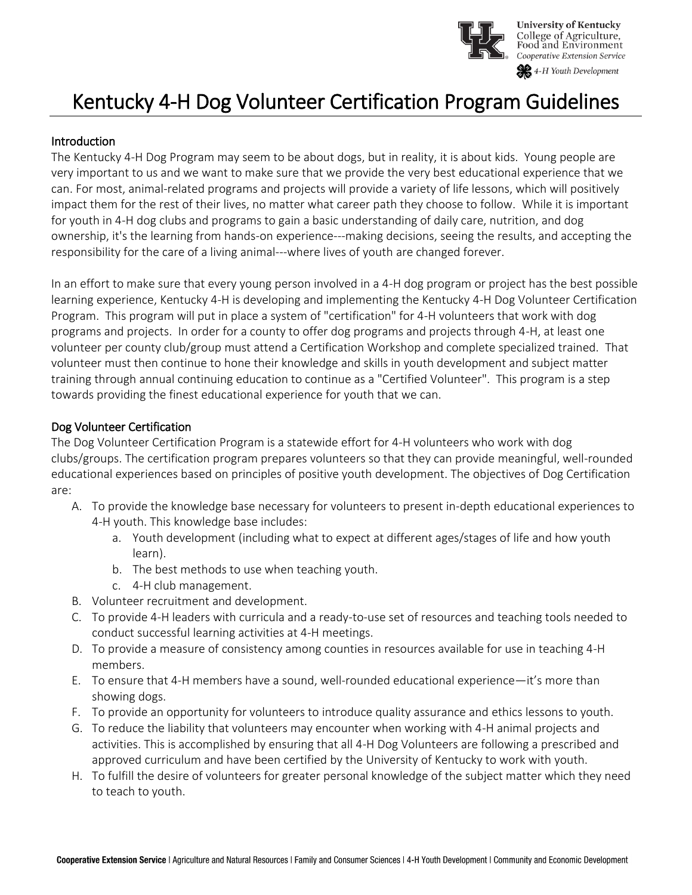# Kentucky 4-H Dog Volunteer Certification Program Guidelines

## Introduction

The Kentucky 4-H Dog Program may seem to be about dogs, but in reality, it is about kids. Young people are very important to us and we want to make sure that we provide the very best educational experience that we can. For most, animal-related programs and projects will provide a variety of life lessons, which will positively impact them for the rest of their lives, no matter what career path they choose to follow. While it is important for youth in 4-H dog clubs and programs to gain a basic understanding of daily care, nutrition, and dog ownership, it's the learning from hands-on experience---making decisions, seeing the results, and accepting the responsibility for the care of a living animal---where lives of youth are changed forever.

In an effort to make sure that every young person involved in a 4-H dog program or project has the best possible learning experience, Kentucky 4-H is developing and implementing the Kentucky 4-H Dog Volunteer Certification Program. This program will put in place a system of "certification" for 4-H volunteers that work with dog programs and projects. In order for a county to offer dog programs and projects through 4-H, at least one volunteer per county club/group must attend a Certification Workshop and complete specialized trained. That volunteer must then continue to hone their knowledge and skills in youth development and subject matter training through annual continuing education to continue as a "Certified Volunteer". This program is a step towards providing the finest educational experience for youth that we can.

## Dog Volunteer Certification

The Dog Volunteer Certification Program is a statewide effort for 4-H volunteers who work with dog clubs/groups. The certification program prepares volunteers so that they can provide meaningful, well-rounded educational experiences based on principles of positive youth development. The objectives of Dog Certification are:

A. To provide the knowledge base necessary for volunteers to present in-depth educational experiences to 4-H youth. This knowledge base includes:
   a. Youth development (including what to expect at different ages/stages of life and how youth learn).
   b. The best methods to use when teaching youth.
   c. 4-H club management.

B. Volunteer recruitment and development.

C. To provide 4-H leaders with curricula and a ready-to-use set of resources and teaching tools needed to conduct successful learning activities at 4-H meetings.

D. To provide a measure of consistency among counties in resources available for use in teaching 4-H members.

E. To ensure that 4-H members have a sound, well-rounded educational experience—it's more than showing dogs.

F. To provide an opportunity for volunteers to introduce quality assurance and ethics lessons to youth.

G. To reduce the liability that volunteers may encounter when working with 4-H animal projects and activities. This is accomplished by ensuring that all 4-H Dog Volunteers are following a prescribed and approved curriculum and have been certified by the University of Kentucky to work with youth.

H. To fulfill the desire of volunteers for greater personal knowledge of the subject matter which they need to teach to youth.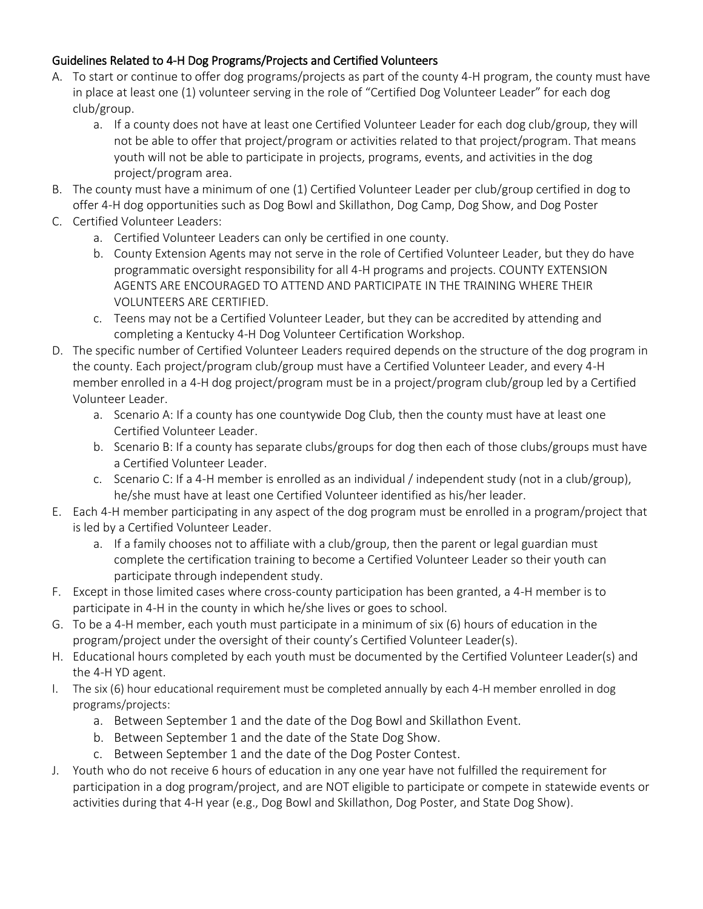## Guidelines Related to 4-H Dog Programs/Projects and Certified Volunteers

A. To start or continue to offer dog programs/projects as part of the county 4-H program, the county must have in place at least one (1) volunteer serving in the role of "Certified Dog Volunteer Leader" for each dog club/group.
   a. If a county does not have at least one Certified Volunteer Leader for each dog club/group, they will not be able to offer that project/program or activities related to that project/program. That means youth will not be able to participate in projects, programs, events, and activities in the dog project/program area.

B. The county must have a minimum of one (1) Certified Volunteer Leader per club/group certified in dog to offer 4-H dog opportunities such as Dog Bowl and Skillathon, Dog Camp, Dog Show, and Dog Poster

C. Certified Volunteer Leaders:
   a. Certified Volunteer Leaders can only be certified in one county.
   b. County Extension Agents may not serve in the role of Certified Volunteer Leader, but they do have programmatic oversight responsibility for all 4-H programs and projects. COUNTY EXTENSION AGENTS ARE ENCOURAGED TO ATTEND AND PARTICIPATE IN THE TRAINING WHERE THEIR VOLUNTEERS ARE CERTIFIED.
   c. Teens may not be a Certified Volunteer Leader, but they can be accredited by attending and completing a Kentucky 4-H Dog Volunteer Certification Workshop.

D. The specific number of Certified Volunteer Leaders required depends on the structure of the dog program in the county. Each project/program club/group must have a Certified Volunteer Leader, and every 4-H member enrolled in a 4-H dog project/program must be in a project/program club/group led by a Certified Volunteer Leader.
   a. Scenario A: If a county has one countywide Dog Club, then the county must have at least one Certified Volunteer Leader.
   b. Scenario B: If a county has separate clubs/groups for dog then each of those clubs/groups must have a Certified Volunteer Leader.
   c. Scenario C: If a 4-H member is enrolled as an individual / independent study (not in a club/group), he/she must have at least one Certified Volunteer identified as his/her leader.

E. Each 4-H member participating in any aspect of the dog program must be enrolled in a program/project that is led by a Certified Volunteer Leader.
   a. If a family chooses not to affiliate with a club/group, then the parent or legal guardian must complete the certification training to become a Certified Volunteer Leader so their youth can participate through independent study.

F. Except in those limited cases where cross-county participation has been granted, a 4-H member is to participate in 4-H in the county in which he/she lives or goes to school.

G. To be a 4-H member, each youth must participate in a minimum of six (6) hours of education in the program/project under the oversight of their county's Certified Volunteer Leader(s).

H. Educational hours completed by each youth must be documented by the Certified Volunteer Leader(s) and the 4-H YD agent.

I. The six (6) hour educational requirement must be completed annually by each 4-H member enrolled in dog programs/projects:
   a. Between September 1 and the date of the Dog Bowl and Skillathon Event.
   b. Between September 1 and the date of the State Dog Show.
   c. Between September 1 and the date of the Dog Poster Contest.

J. Youth who do not receive 6 hours of education in any one year have not fulfilled the requirement for participation in a dog program/project, and are NOT eligible to participate or compete in statewide events or activities during that 4-H year (e.g., Dog Bowl and Skillathon, Dog Poster, and State Dog Show).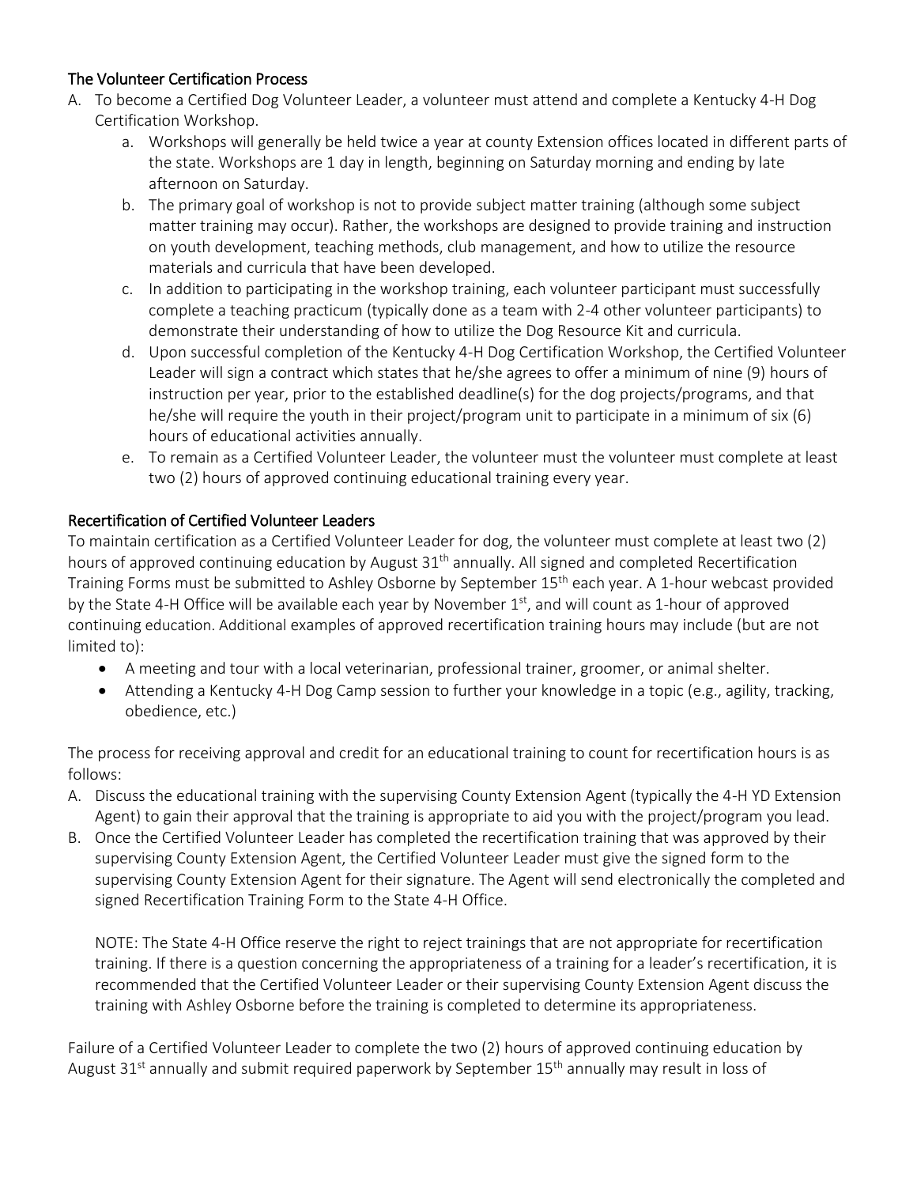## The Volunteer Certification Process

A. To become a Certified Dog Volunteer Leader, a volunteer must attend and complete a Kentucky 4-H Dog Certification Workshop.
   a. Workshops will generally be held twice a year at county Extension offices located in different parts of the state. Workshops are 1 day in length, beginning on Saturday morning and ending by late afternoon on Saturday.
   b. The primary goal of workshop is not to provide subject matter training (although some subject matter training may occur). Rather, the workshops are designed to provide training and instruction on youth development, teaching methods, club management, and how to utilize the resource materials and curricula that have been developed.
   c. In addition to participating in the workshop training, each volunteer participant must successfully complete a teaching practicum (typically done as a team with 2-4 other volunteer participants) to demonstrate their understanding of how to utilize the Dog Resource Kit and curricula.
   d. Upon successful completion of the Kentucky 4-H Dog Certification Workshop, the Certified Volunteer Leader will sign a contract which states that he/she agrees to offer a minimum of nine (9) hours of instruction per year, prior to the established deadline(s) for the dog projects/programs, and that he/she will require the youth in their project/program unit to participate in a minimum of six (6) hours of educational activities annually.
   e. To remain as a Certified Volunteer Leader, the volunteer must the volunteer must complete at least two (2) hours of approved continuing educational training every year.

## Recertification of Certified Volunteer Leaders

To maintain certification as a Certified Volunteer Leader for dog, the volunteer must complete at least two (2) hours of approved continuing education by August 31st annually. All signed and completed Recertification Training Forms must be submitted to Ashley Osborne by September 15th each year. A 1-hour webcast provided by the State 4-H Office will be available each year by November 1st, and will count as 1-hour of approved continuing education. Additional examples of approved recertification training hours may include (but are not limited to):

- A meeting and tour with a local veterinarian, professional trainer, groomer, or animal shelter.
- Attending a Kentucky 4-H Dog Camp session to further your knowledge in a topic (e.g., agility, tracking, obedience, etc.)

The process for receiving approval and credit for an educational training to count for recertification hours is as follows:

A. Discuss the educational training with the supervising County Extension Agent (typically the 4-H YD Extension Agent) to gain their approval that the training is appropriate to aid you with the project/program you lead.
B. Once the Certified Volunteer Leader has completed the recertification training that was approved by their supervising County Extension Agent, the Certified Volunteer Leader must give the signed form to the supervising County Extension Agent for their signature. The Agent will send electronically the completed and signed Recertification Training Form to the State 4-H Office.

   NOTE: The State 4-H Office reserve the right to reject trainings that are not appropriate for recertification training. If there is a question concerning the appropriateness of a training for a leader's recertification, it is recommended that the Certified Volunteer Leader or their supervising County Extension Agent discuss the training with Ashley Osborne before the training is completed to determine its appropriateness.

Failure of a Certified Volunteer Leader to complete the two (2) hours of approved continuing education by August 31st annually and submit required paperwork by September 15th annually may result in loss of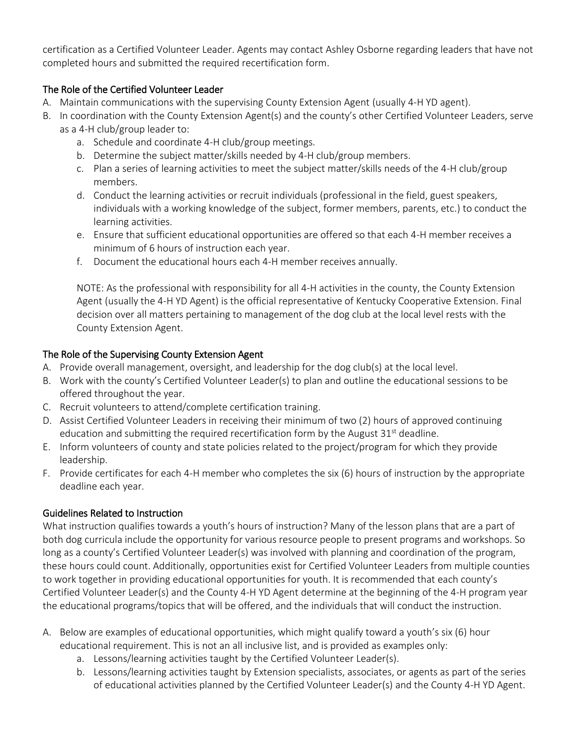certification as a Certified Volunteer Leader. Agents may contact Ashley Osborne regarding leaders that have not completed hours and submitted the required recertification form.

### The Role of the Certified Volunteer Leader

A. Maintain communications with the supervising County Extension Agent (usually 4-H YD agent).

B. In coordination with the County Extension Agent(s) and the county's other Certified Volunteer Leaders, serve as a 4-H club/group leader to:

   a. Schedule and coordinate 4-H club/group meetings.

   b. Determine the subject matter/skills needed by 4-H club/group members.

   c. Plan a series of learning activities to meet the subject matter/skills needs of the 4-H club/group members.

   d. Conduct the learning activities or recruit individuals (professional in the field, guest speakers, individuals with a working knowledge of the subject, former members, parents, etc.) to conduct the learning activities.

   e. Ensure that sufficient educational opportunities are offered so that each 4-H member receives a minimum of 6 hours of instruction each year.

   f. Document the educational hours each 4-H member receives annually.

   NOTE: As the professional with responsibility for all 4-H activities in the county, the County Extension Agent (usually the 4-H YD Agent) is the official representative of Kentucky Cooperative Extension. Final decision over all matters pertaining to management of the dog club at the local level rests with the County Extension Agent.

### The Role of the Supervising County Extension Agent

A. Provide overall management, oversight, and leadership for the dog club(s) at the local level.

B. Work with the county's Certified Volunteer Leader(s) to plan and outline the educational sessions to be offered throughout the year.

C. Recruit volunteers to attend/complete certification training.

D. Assist Certified Volunteer Leaders in receiving their minimum of two (2) hours of approved continuing education and submitting the required recertification form by the August 31st deadline.

E. Inform volunteers of county and state policies related to the project/program for which they provide leadership.

F. Provide certificates for each 4-H member who completes the six (6) hours of instruction by the appropriate deadline each year.

### Guidelines Related to Instruction

What instruction qualifies towards a youth's hours of instruction? Many of the lesson plans that are a part of both dog curricula include the opportunity for various resource people to present programs and workshops. So long as a county's Certified Volunteer Leader(s) was involved with planning and coordination of the program, these hours could count. Additionally, opportunities exist for Certified Volunteer Leaders from multiple counties to work together in providing educational opportunities for youth. It is recommended that each county's Certified Volunteer Leader(s) and the County 4-H YD Agent determine at the beginning of the 4-H program year the educational programs/topics that will be offered, and the individuals that will conduct the instruction.

A. Below are examples of educational opportunities, which might qualify toward a youth's six (6) hour educational requirement. This is not an all inclusive list, and is provided as examples only:

   a. Lessons/learning activities taught by the Certified Volunteer Leader(s).

   b. Lessons/learning activities taught by Extension specialists, associates, or agents as part of the series of educational activities planned by the Certified Volunteer Leader(s) and the County 4-H YD Agent.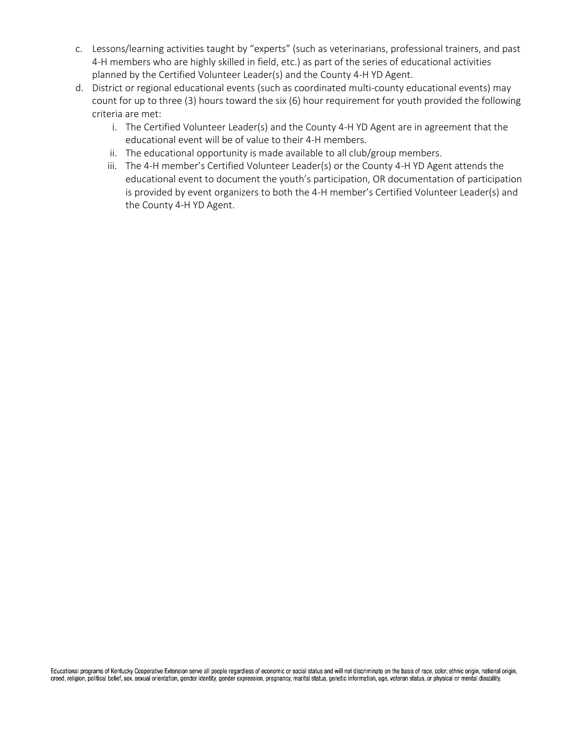c. Lessons/learning activities taught by "experts" (such as veterinarians, professional trainers, and past 4-H members who are highly skilled in field, etc.) as part of the series of educational activities planned by the Certified Volunteer Leader(s) and the County 4-H YD Agent.

d. District or regional educational events (such as coordinated multi-county educational events) may count for up to three (3) hours toward the six (6) hour requirement for youth provided the following criteria are met:

   i. The Certified Volunteer Leader(s) and the County 4-H YD Agent are in agreement that the educational event will be of value to their 4-H members.

   ii. The educational opportunity is made available to all club/group members.

   iii. The 4-H member's Certified Volunteer Leader(s) or the County 4-H YD Agent attends the educational event to document the youth's participation, OR documentation of participation is provided by event organizers to both the 4-H member's Certified Volunteer Leader(s) and the County 4-H YD Agent.

Educational programs of Kentucky Cooperative Extension serve all people regardless of economic or social status and will not discriminate on the basis of race, color, ethnic origin, national origin, creed, religion, political belief, sex, sexual orientation, gender identity, gender expression, pregnancy, marital status, genetic information, age, veteran status, or physical or mental disability.